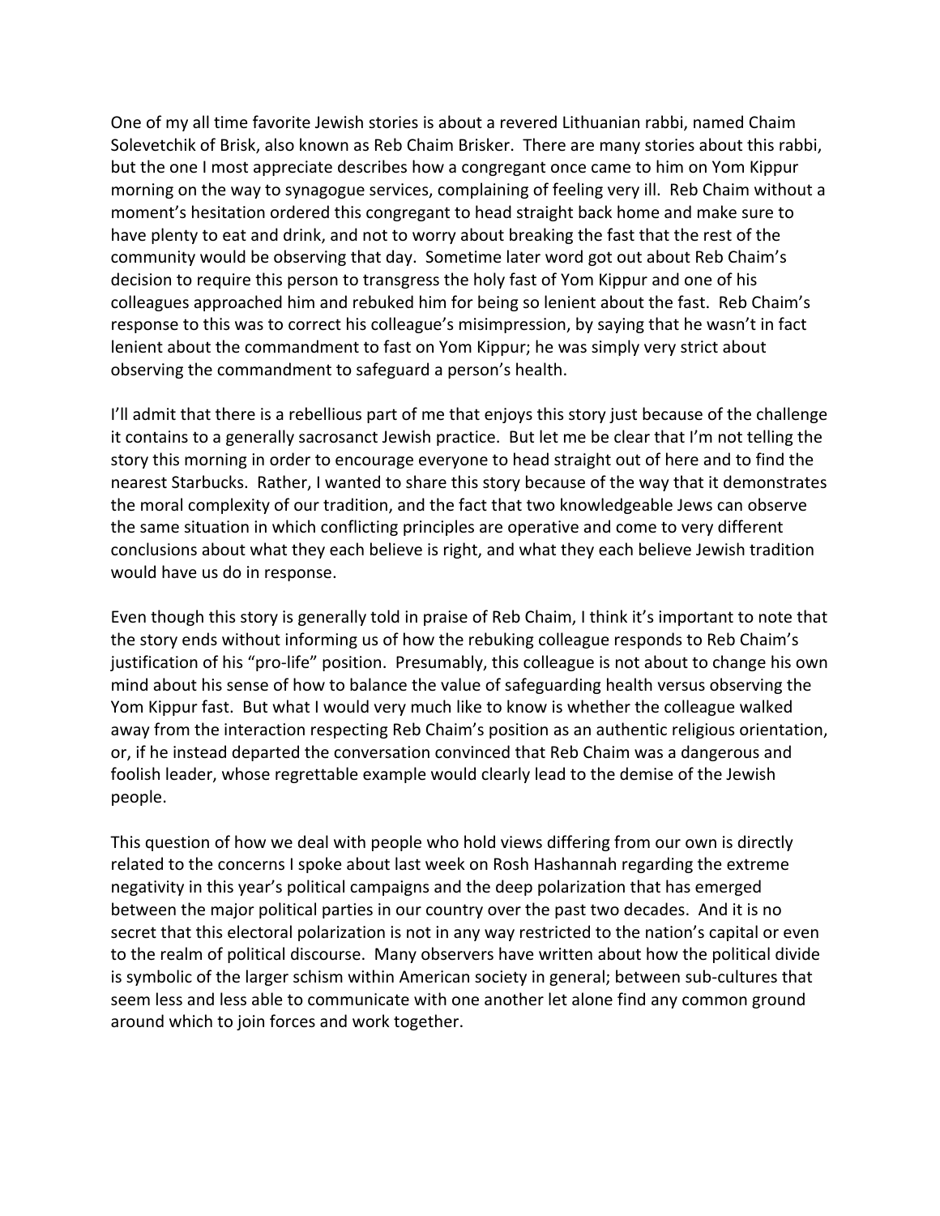One of my all time favorite Jewish stories is about a revered Lithuanian rabbi, named Chaim Solevetchik of Brisk, also known as Reb Chaim Brisker. There are many stories about this rabbi, but the one I most appreciate describes how a congregant once came to him on Yom Kippur morning on the way to synagogue services, complaining of feeling very ill. Reb Chaim without a moment's hesitation ordered this congregant to head straight back home and make sure to have plenty to eat and drink, and not to worry about breaking the fast that the rest of the community would be observing that day. Sometime later word got out about Reb Chaim's decision to require this person to transgress the holy fast of Yom Kippur and one of his colleagues approached him and rebuked him for being so lenient about the fast. Reb Chaim's response to this was to correct his colleague's misimpression, by saying that he wasn't in fact lenient about the commandment to fast on Yom Kippur; he was simply very strict about observing the commandment to safeguard a person's health.

I'll admit that there is a rebellious part of me that enjoys this story just because of the challenge it contains to a generally sacrosanct Jewish practice. But let me be clear that I'm not telling the story this morning in order to encourage everyone to head straight out of here and to find the nearest Starbucks. Rather, I wanted to share this story because of the way that it demonstrates the moral complexity of our tradition, and the fact that two knowledgeable Jews can observe the same situation in which conflicting principles are operative and come to very different conclusions about what they each believe is right, and what they each believe Jewish tradition would have us do in response.

Even though this story is generally told in praise of Reb Chaim, I think it's important to note that the story ends without informing us of how the rebuking colleague responds to Reb Chaim's justification of his "pro-life" position. Presumably, this colleague is not about to change his own mind about his sense of how to balance the value of safeguarding health versus observing the Yom Kippur fast. But what I would very much like to know is whether the colleague walked away from the interaction respecting Reb Chaim's position as an authentic religious orientation, or, if he instead departed the conversation convinced that Reb Chaim was a dangerous and foolish leader, whose regrettable example would clearly lead to the demise of the Jewish people.

This question of how we deal with people who hold views differing from our own is directly related to the concerns I spoke about last week on Rosh Hashannah regarding the extreme negativity in this year's political campaigns and the deep polarization that has emerged between the major political parties in our country over the past two decades. And it is no secret that this electoral polarization is not in any way restricted to the nation's capital or even to the realm of political discourse. Many observers have written about how the political divide is symbolic of the larger schism within American society in general; between sub-cultures that seem less and less able to communicate with one another let alone find any common ground around which to join forces and work together.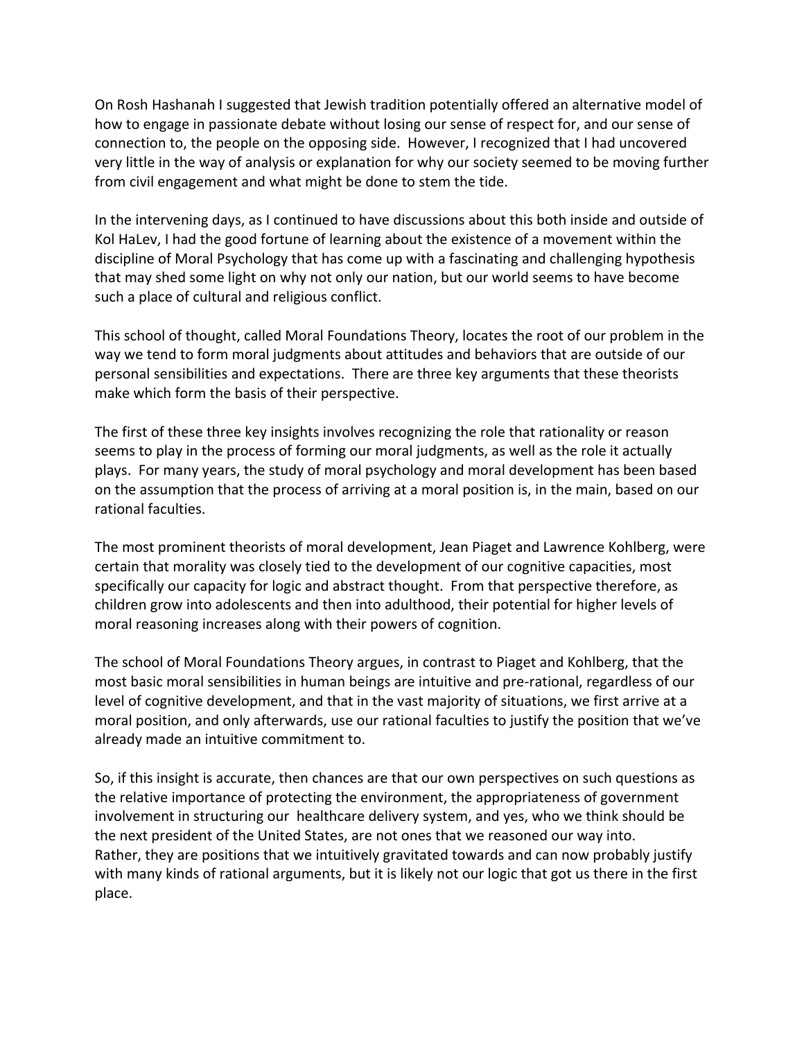On Rosh Hashanah I suggested that Jewish tradition potentially offered an alternative model of how to engage in passionate debate without losing our sense of respect for, and our sense of connection to, the people on the opposing side. However, I recognized that I had uncovered very little in the way of analysis or explanation for why our society seemed to be moving further from civil engagement and what might be done to stem the tide.

In the intervening days, as I continued to have discussions about this both inside and outside of Kol HaLev, I had the good fortune of learning about the existence of a movement within the discipline of Moral Psychology that has come up with a fascinating and challenging hypothesis that may shed some light on why not only our nation, but our world seems to have become such a place of cultural and religious conflict.

This school of thought, called Moral Foundations Theory, locates the root of our problem in the way we tend to form moral judgments about attitudes and behaviors that are outside of our personal sensibilities and expectations. There are three key arguments that these theorists make which form the basis of their perspective.

The first of these three key insights involves recognizing the role that rationality or reason seems to play in the process of forming our moral judgments, as well as the role it actually plays. For many years, the study of moral psychology and moral development has been based on the assumption that the process of arriving at a moral position is, in the main, based on our rational faculties.

The most prominent theorists of moral development, Jean Piaget and Lawrence Kohlberg, were certain that morality was closely tied to the development of our cognitive capacities, most specifically our capacity for logic and abstract thought. From that perspective therefore, as children grow into adolescents and then into adulthood, their potential for higher levels of moral reasoning increases along with their powers of cognition.

The school of Moral Foundations Theory argues, in contrast to Piaget and Kohlberg, that the most basic moral sensibilities in human beings are intuitive and pre-rational, regardless of our level of cognitive development, and that in the vast majority of situations, we first arrive at a moral position, and only afterwards, use our rational faculties to justify the position that we've already made an intuitive commitment to.

So, if this insight is accurate, then chances are that our own perspectives on such questions as the relative importance of protecting the environment, the appropriateness of government involvement in structuring our healthcare delivery system, and yes, who we think should be the next president of the United States, are not ones that we reasoned our way into. Rather, they are positions that we intuitively gravitated towards and can now probably justify with many kinds of rational arguments, but it is likely not our logic that got us there in the first place.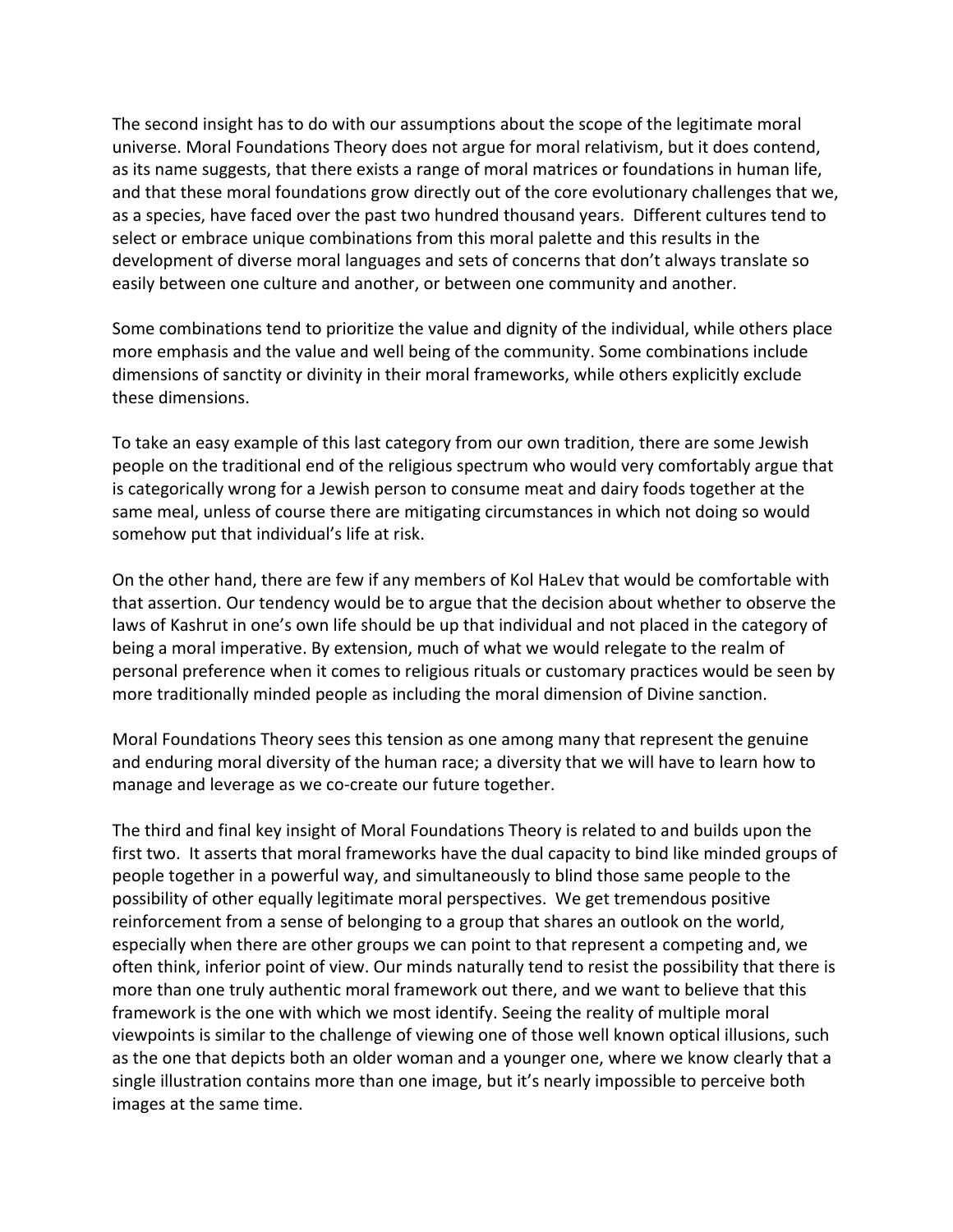The second insight has to do with our assumptions about the scope of the legitimate moral universe. Moral Foundations Theory does not argue for moral relativism, but it does contend, as its name suggests, that there exists a range of moral matrices or foundations in human life, and that these moral foundations grow directly out of the core evolutionary challenges that we, as a species, have faced over the past two hundred thousand years. Different cultures tend to select or embrace unique combinations from this moral palette and this results in the development of diverse moral languages and sets of concerns that don't always translate so easily between one culture and another, or between one community and another.

Some combinations tend to prioritize the value and dignity of the individual, while others place more emphasis and the value and well being of the community. Some combinations include dimensions of sanctity or divinity in their moral frameworks, while others explicitly exclude these dimensions.

To take an easy example of this last category from our own tradition, there are some Jewish people on the traditional end of the religious spectrum who would very comfortably argue that is categorically wrong for a Jewish person to consume meat and dairy foods together at the same meal, unless of course there are mitigating circumstances in which not doing so would somehow put that individual's life at risk.

On the other hand, there are few if any members of Kol HaLev that would be comfortable with that assertion. Our tendency would be to argue that the decision about whether to observe the laws of Kashrut in one's own life should be up that individual and not placed in the category of being a moral imperative. By extension, much of what we would relegate to the realm of personal preference when it comes to religious rituals or customary practices would be seen by more traditionally minded people as including the moral dimension of Divine sanction.

Moral Foundations Theory sees this tension as one among many that represent the genuine and enduring moral diversity of the human race; a diversity that we will have to learn how to manage and leverage as we co-create our future together.

The third and final key insight of Moral Foundations Theory is related to and builds upon the first two. It asserts that moral frameworks have the dual capacity to bind like minded groups of people together in a powerful way, and simultaneously to blind those same people to the possibility of other equally legitimate moral perspectives. We get tremendous positive reinforcement from a sense of belonging to a group that shares an outlook on the world, especially when there are other groups we can point to that represent a competing and, we often think, inferior point of view. Our minds naturally tend to resist the possibility that there is more than one truly authentic moral framework out there, and we want to believe that this framework is the one with which we most identify. Seeing the reality of multiple moral viewpoints is similar to the challenge of viewing one of those well known optical illusions, such as the one that depicts both an older woman and a younger one, where we know clearly that a single illustration contains more than one image, but it's nearly impossible to perceive both images at the same time.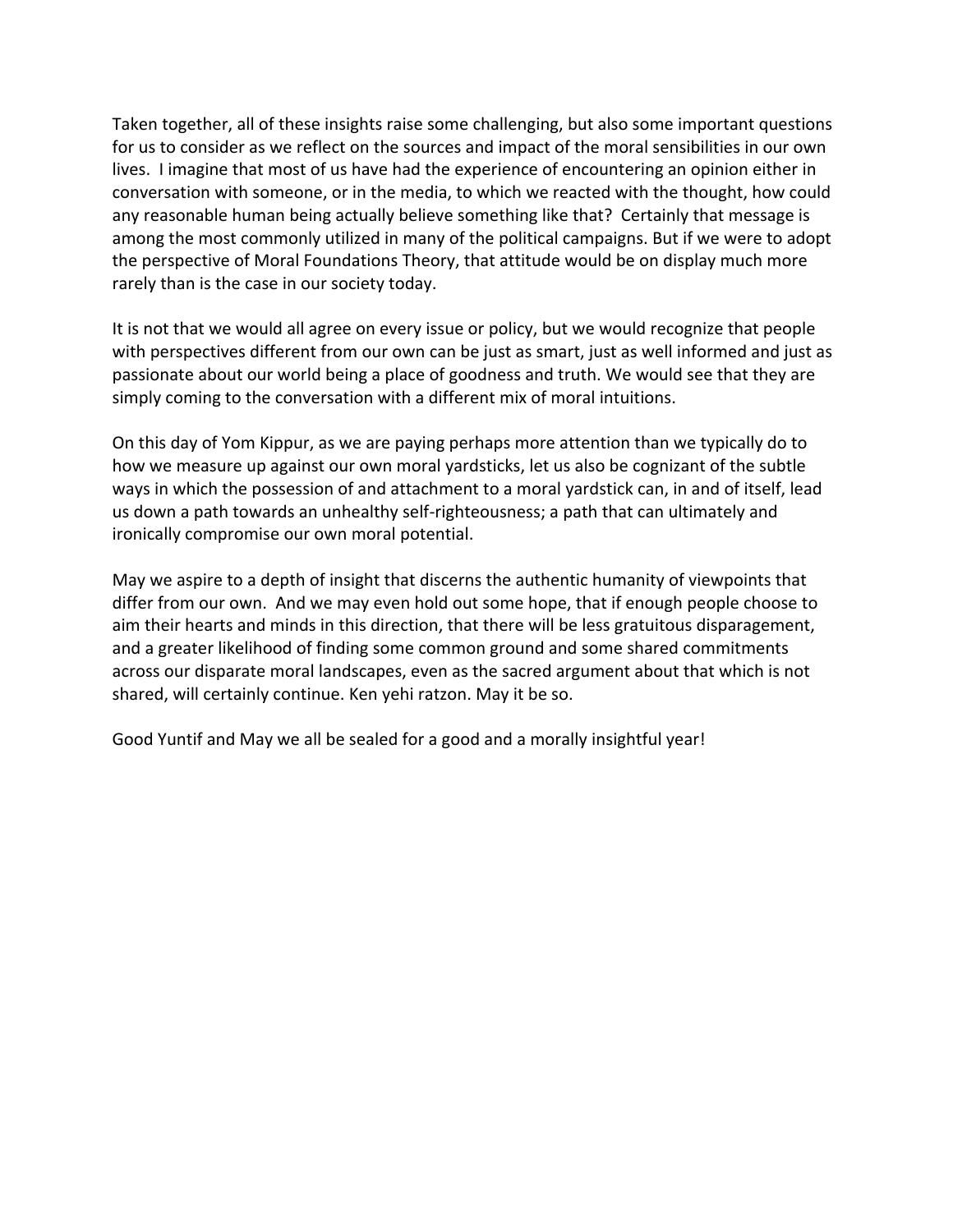Taken together, all of these insights raise some challenging, but also some important questions for us to consider as we reflect on the sources and impact of the moral sensibilities in our own lives. I imagine that most of us have had the experience of encountering an opinion either in conversation with someone, or in the media, to which we reacted with the thought, how could any reasonable human being actually believe something like that? Certainly that message is among the most commonly utilized in many of the political campaigns. But if we were to adopt the perspective of Moral Foundations Theory, that attitude would be on display much more rarely than is the case in our society today.

It is not that we would all agree on every issue or policy, but we would recognize that people with perspectives different from our own can be just as smart, just as well informed and just as passionate about our world being a place of goodness and truth. We would see that they are simply coming to the conversation with a different mix of moral intuitions.

On this day of Yom Kippur, as we are paying perhaps more attention than we typically do to how we measure up against our own moral yardsticks, let us also be cognizant of the subtle ways in which the possession of and attachment to a moral yardstick can, in and of itself, lead us down a path towards an unhealthy self-righteousness; a path that can ultimately and ironically compromise our own moral potential.

May we aspire to a depth of insight that discerns the authentic humanity of viewpoints that differ from our own. And we may even hold out some hope, that if enough people choose to aim their hearts and minds in this direction, that there will be less gratuitous disparagement, and a greater likelihood of finding some common ground and some shared commitments across our disparate moral landscapes, even as the sacred argument about that which is not shared, will certainly continue. Ken yehi ratzon. May it be so.

Good Yuntif and May we all be sealed for a good and a morally insightful year!